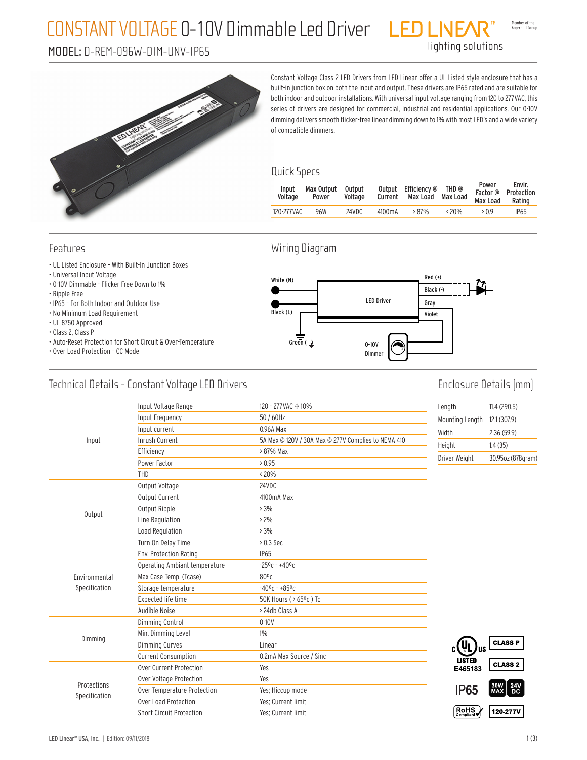# CONSTANT VOLTAGE 0-10V Dimmable Led Driver

## MODEL: D-REM-096W-DIM-UNV-IP65

LED LINEAR™ lighting solutions

Member of the Fagerhult Group

Constant Voltage Class 2 LED Drivers from LED Linear offer a UL Listed style enclosure that has a built-in junction box on both the input and output. These drivers are IP65 rated and are suitable for both indoor and outdoor installations. With universal input voltage ranging from 120 to 277VAC, this series of drivers are designed for commercial, industrial and residential applications. Our 0-10V dimming delivers smooth flicker-free linear dimming down to 1% with most LED's and a wide variety of compatible dimmers.

### Quick Specs

| Input Voltage | Max Output Power | Output Voltage | Output Current | Efficiency @ Max Load | THD @ Max Load | Power Factor @ Max Load | Envir. Protection Rating |
|---|---|---|---|---|---|---|---|
| 120-277VAC | 96W | 24VDC | 4100mA | > 87% | < 20% | > 0.9 | IP65 |

### Features

- UL Listed Enclosure - With Built-In Junction Boxes
- Universal Input Voltage
- 0-10V Dimmable - Flicker Free Down to 1%
- Ripple Free
- IP65 - For Both Indoor and Outdoor Use
- No Minimum Load Requirement
- UL 8750 Approved
- Class 2, Class P
- Auto-Reset Protection for Short Circuit & Over-Temperature
- Over Load Protection - CC Mode

### Wiring Diagram

White (N), Black (L), Green (⏚) — LED Driver — Red (+), Black (-), Gray, Violet — 0-10V Dimmer

### Technical Details - Constant Voltage LED Drivers

| | | |
|---|---|---|
| Input | Input Voltage Range | 120 - 277VAC ± 10% |
| | Input Frequency | 50 / 60Hz |
| | Input current | 0.96A Max |
| | Inrush Current | 5A Max @ 120V / 30A Max @ 277V Complies to NEMA 410 |
| | Efficiency | > 87% Max |
| | Power Factor | > 0.95 |
| | THD | < 20% |
| Output | Output Voltage | 24VDC |
| | Output Current | 4100mA Max |
| | Output Ripple | > 3% |
| | Line Regulation | > 2% |
| | Load Regulation | > 3% |
| | Turn On Delay Time | > 0.3 Sec |
| Environmental Specification | Env. Protection Rating | IP65 |
| | Operating Ambiant temperature | -25ºc - +40ºc |
| | Max Case Temp. (Tcase) | 80ºc |
| | Storage temperature | -40ºc - +85ºc |
| | Expected life time | 50K Hours ( > 65ºc ) Tc |
| | Audible Noise | > 24db Class A |
| Dimming | Dimming Control | 0-10V |
| | Min. Dimming Level | 1% |
| | Dimming Curves | Linear |
| | Current Consumption | 0.2mA Max Source / Sinc |
| Protections Specification | Over Current Protection | Yes |
| | Over Voltage Protection | Yes |
| | Over Temperature Protection | Yes; Hiccup mode |
| | Over Load Protection | Yes; Current limit |
| | Short Circuit Protection | Yes; Current limit |

### Enclosure Details (mm)

| | |
|---|---|
| Length | 11.4 (290.5) |
| Mounting Length | 12.1 (307.9) |
| Width | 2.36 (59.9) |
| Height | 1.4 (35) |
| Driver Weight | 30.95oz (878gram) |

c UL us LISTED E465183 | CLASS P | CLASS 2 | IP65 | 30W MAX | 24V DC | RoHS Compliant | 120-277V

LED Linear™ USA, Inc. | Edition: 09/11/2018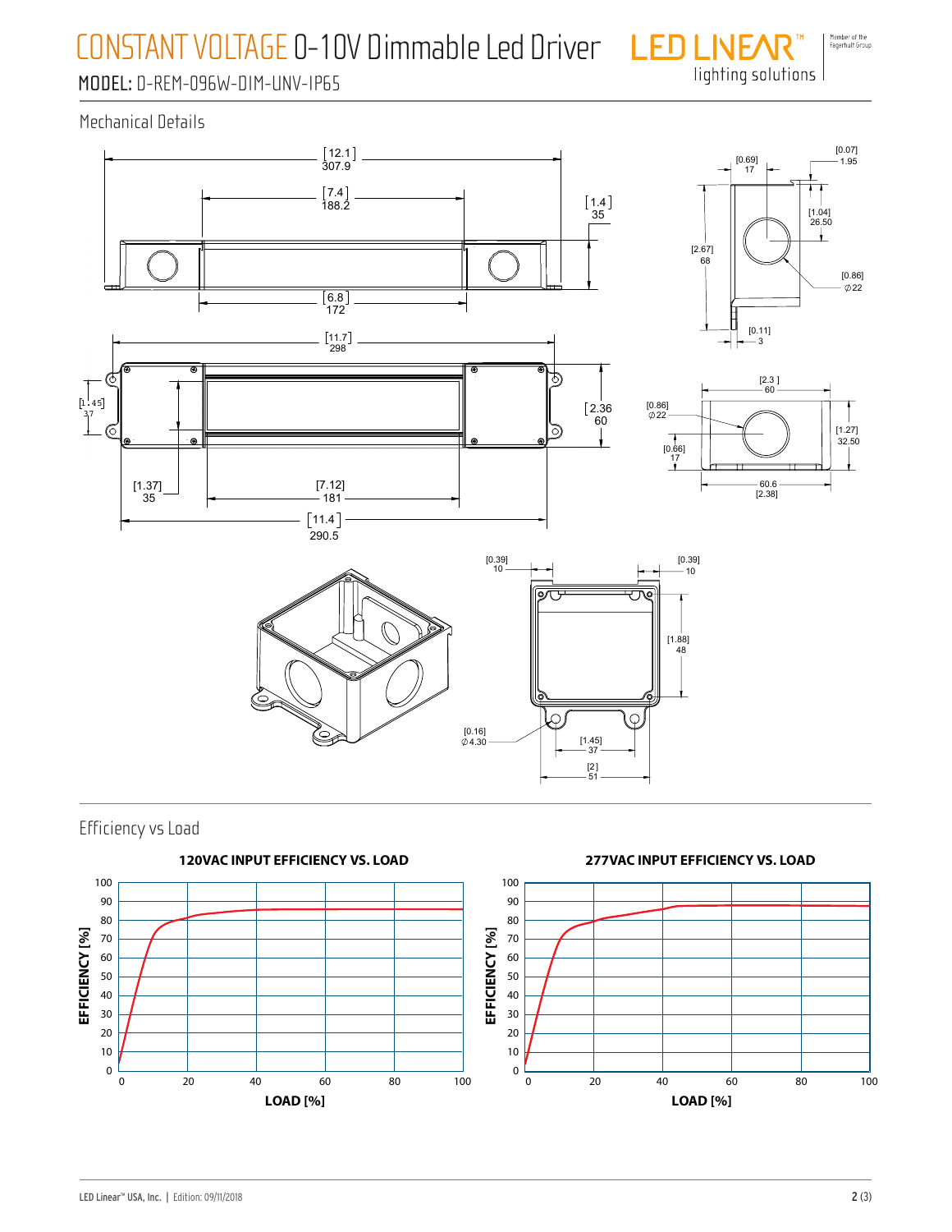# CONSTANT VOLTAGE 0-10V Dimmable Led Driver

MODEL: D-REM-096W-DIM-UNV-IP65

## Mechanical Details

[12.1] 307.9

[7.4] 188.2

[1.4] 35

[6.8] 172

[11.7] 298

[1.45] 37

[2.36] 60

[1.37] 35

[7.12] 181

[11.4] 290.5

[0.69] 17

[0.07] 1.95

[1.04] 26.50

[2.67] 68

[0.86] ∅22

[0.11] 3

[2.3] 60

[0.86] ∅22

[1.27] 32.50

[0.66] 17

60.6 [2.38]

[0.39] 10

[0.39] 10

[1.88] 48

[0.16] ∅4.30

[1.45] 37

[2] 51

## Efficiency vs Load

**120VAC INPUT EFFICIENCY VS. LOAD**

**277VAC INPUT EFFICIENCY VS. LOAD**

EFFICIENCY [%] — LOAD [%]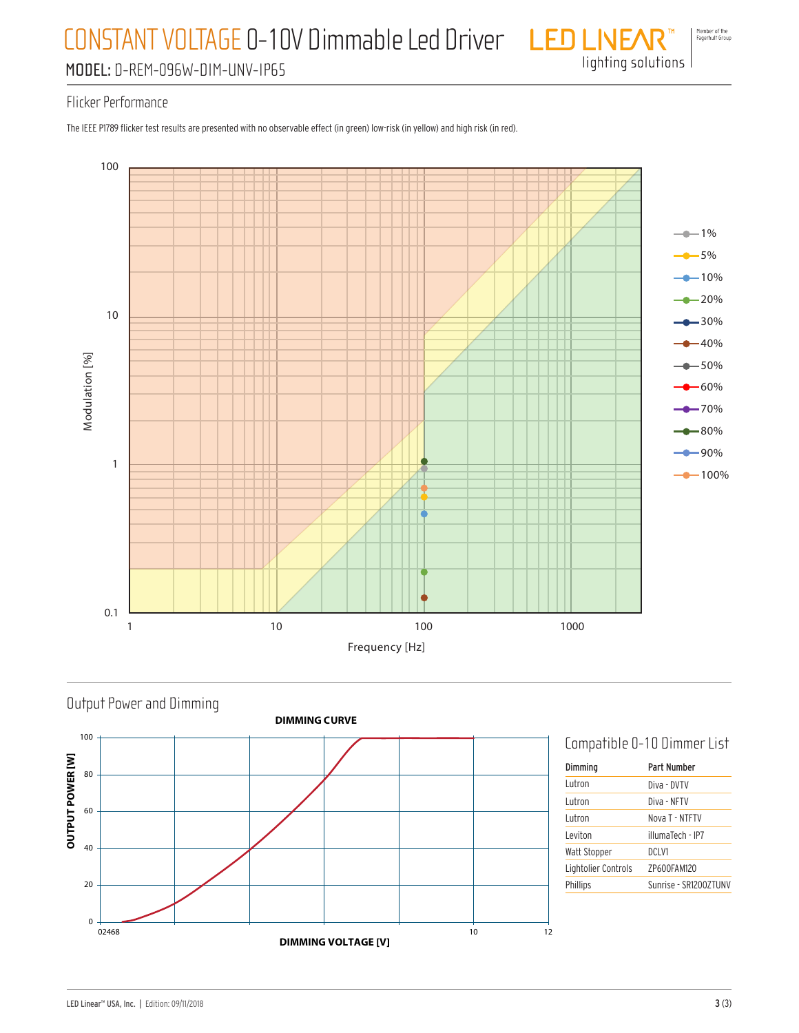# CONSTANT VOLTAGE 0-10V Dimmable Led Driver

MODEL: D-REM-096W-DIM-UNV-IP65

## Flicker Performance

The IEEE P1789 flicker test results are presented with no observable effect (in green) low-risk (in yellow) and high risk (in red).

100
10
1
0.1
Modulation [%]
1
10
100
1000
Frequency [Hz]

1%
5%
10%
20%
30%
40%
50%
60%
70%
80%
90%
100%

## Output Power and Dimming

DIMMING CURVE

OUTPUT POWER [W]
100
80
60
40
20
0
02468
10
12
DIMMING VOLTAGE [V]

### Compatible 0-10 Dimmer List

| Dimming | Part Number |
|---|---|
| Lutron | Diva - DVTV |
| Lutron | Diva - NFTV |
| Lutron | Nova T - NTFTV |
| Leviton | illumaTech - IP7 |
| Watt Stopper | DCLV1 |
| Lightolier Controls | ZP600FAM120 |
| Phillips | Sunrise - SR1200ZTUNV |

LED Linear™ USA, Inc. | Edition: 09/11/2018